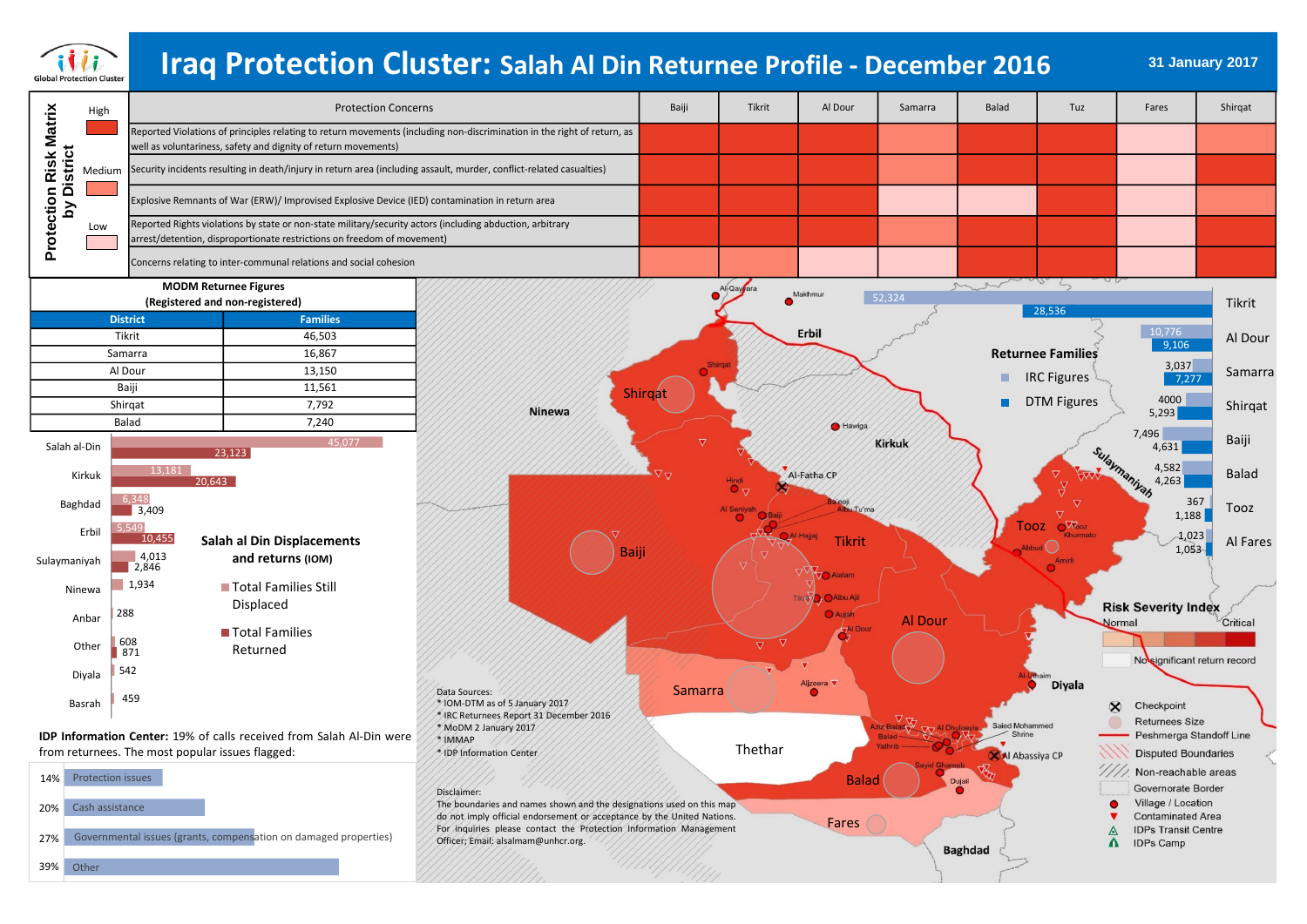# Iraq Protection Cluster: Salah Al Din Returnee Profile - December 2016

Global Protection Cluster

31 January 2017

## Protection Risk Matrix by District

Legend: High / Medium / Low

| Protection Concerns | Baiji | Tikrit | Al Dour | Samarra | Balad | Tuz | Fares | Shirqat |
|---|---|---|---|---|---|---|---|---|
| Reported Violations of principles relating to return movements (including non-discrimination in the right of return, as well as voluntariness, safety and dignity of return movements) | High | High | High | Medium | High | High | Low | Medium |
| Security incidents resulting in death/injury in return area (including assault, murder, conflict-related casualties) | High | High | High | Medium | High | High | Low | High |
| Explosive Remnants of War (ERW)/ Improvised Explosive Device (IED) contamination in return area | High | High | High | Low | Low | High | Low | Medium |
| Reported Rights violations by state or non-state military/security actors (including abduction, arbitrary arrest/detention, disproportionate restrictions on freedom of movement) | High | High | High | Medium | High | High | Low | High |
| Concerns relating to inter-communal relations and social cohesion | Medium | Medium | Low | Low | High | High | Low | High |

## MODM Returnee Figures (Registered and non-registered)

| District | Families |
|---|---|
| Tikrit | 46,503 |
| Samarra | 16,867 |
| Al Dour | 13,150 |
| Baiji | 11,561 |
| Shirqat | 7,792 |
| Balad | 7,240 |

## Salah al Din Displacements and returns (IOM)

| Location | Total Families Still Displaced | Total Families Returned |
|---|---|---|
| Salah al-Din | 45,077 | 23,123 |
| Kirkuk | 13,181 | 20,643 |
| Baghdad | 6,348 | 3,409 |
| Erbil | 5,549 | 10,455 |
| Sulaymaniyah | 4,013 | 2,846 |
| Ninewa | 1,934 | |
| Anbar | 288 | |
| Other | 608 | 871 |
| Diyala | 542 | |
| Basrah | 459 | |

**IDP Information Center:** 19% of calls received from Salah Al-Din were from returnees. The most popular issues flagged:

| % | Issue |
|---|---|
| 14% | Protection issues |
| 20% | Cash assistance |
| 27% | Governmental issues (grants, compensation on damaged properties) |
| 39% | Other |

## Returnee Families

| District | IRC Figures | DTM Figures |
|---|---|---|
| Tikrit | 52,324 | 28,536 |
| Al Dour | 10,776 | 9,106 |
| Samarra | 3,037 | 7,277 |
| Shirqat | 4000 | 5,293 |
| Baiji | 7,496 | 4,631 |
| Balad | 4,582 | 4,263 |
| Tooz | 367 | 1,188 |
| Al Fares | 1,023 | 1,053 |

Map labels: Al-Qayyara, Makhmur, Erbil, Shirqat, Ninewa, Hawiga, Kirkuk, Sulaymaniyah, Al-Fatha CP, Hindi, Al Seniyah, Baiji, Ba eeji, Albu Tu'ma, Al-Hajjaj, Tikrit, Alalam, Albu Ajil, Aujah, Al Dour, Tooz, Tooz Khurmato, Abbud, Amirli, Samarra, Aljeera, Al-Uthaim, Diyala, Thethar, Aziz Balad, Al Dhuloeyia, Saied Mohammed Shrine, Balad, Yathrib, Al Abassiya CP, Sayid Ghareeb, Dujail, Fares, Baghdad

**Risk Severity Index:** Normal — Critical; No significant return record

Legend: Checkpoint; Returnees Size; Peshmerga Standoff Line; Disputed Boundaries; Non-reachable areas; Governorate Border; Village / Location; Contaminated Area; IDPs Transit Centre; IDPs Camp

Data Sources:
* IOM-DTM as of 5 January 2017
* IRC Returnees Report 31 December 2016
* MoDM 2 January 2017
* IMMAP
* IDP Information Center

Disclaimer:
The boundaries and names shown and the designations used on this map do not imply official endorsement or acceptance by the United Nations. For inquiries please contact the Protection Information Management Officer; Email: alsalmam@unhcr.org.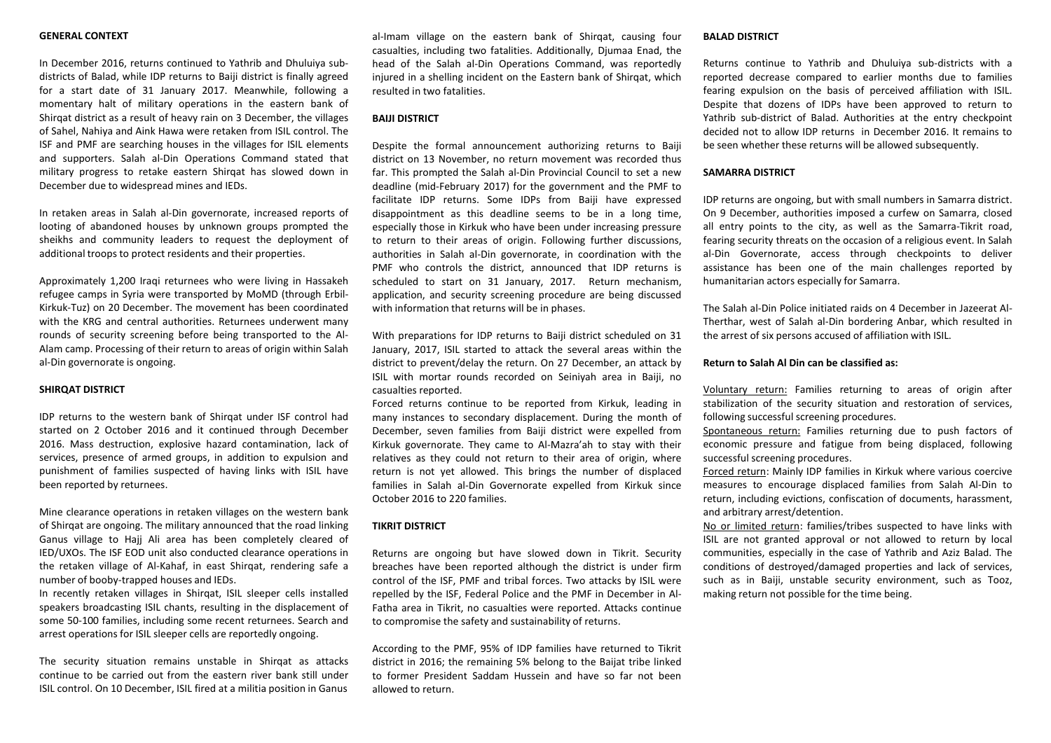## GENERAL CONTEXT

In December 2016, returns continued to Yathrib and Dhuluiya sub-districts of Balad, while IDP returns to Baiji district is finally agreed for a start date of 31 January 2017. Meanwhile, following a momentary halt of military operations in the eastern bank of Shirqat district as a result of heavy rain on 3 December, the villages of Sahel, Nahiya and Aink Hawa were retaken from ISIL control. The ISF and PMF are searching houses in the villages for ISIL elements and supporters. Salah al-Din Operations Command stated that military progress to retake eastern Shirqat has slowed down in December due to widespread mines and IEDs.

In retaken areas in Salah al-Din governorate, increased reports of looting of abandoned houses by unknown groups prompted the sheikhs and community leaders to request the deployment of additional troops to protect residents and their properties.

Approximately 1,200 Iraqi returnees who were living in Hassakeh refugee camps in Syria were transported by MoMD (through Erbil-Kirkuk-Tuz) on 20 December. The movement has been coordinated with the KRG and central authorities. Returnees underwent many rounds of security screening before being transported to the Al-Alam camp. Processing of their return to areas of origin within Salah al-Din governorate is ongoing.

## SHIRQAT DISTRICT

IDP returns to the western bank of Shirqat under ISF control had started on 2 October 2016 and it continued through December 2016. Mass destruction, explosive hazard contamination, lack of services, presence of armed groups, in addition to expulsion and punishment of families suspected of having links with ISIL have been reported by returnees.

Mine clearance operations in retaken villages on the western bank of Shirqat are ongoing. The military announced that the road linking Ganus village to Hajj Ali area has been completely cleared of IED/UXOs. The ISF EOD unit also conducted clearance operations in the retaken village of Al-Kahaf, in east Shirqat, rendering safe a number of booby-trapped houses and IEDs.

In recently retaken villages in Shirqat, ISIL sleeper cells installed speakers broadcasting ISIL chants, resulting in the displacement of some 50-100 families, including some recent returnees. Search and arrest operations for ISIL sleeper cells are reportedly ongoing.

The security situation remains unstable in Shirqat as attacks continue to be carried out from the eastern river bank still under ISIL control. On 10 December, ISIL fired at a militia position in Ganus al-Imam village on the eastern bank of Shirqat, causing four casualties, including two fatalities. Additionally, Djumaa Enad, the head of the Salah al-Din Operations Command, was reportedly injured in a shelling incident on the Eastern bank of Shirqat, which resulted in two fatalities.

## BAIJI DISTRICT

Despite the formal announcement authorizing returns to Baiji district on 13 November, no return movement was recorded thus far. This prompted the Salah al-Din Provincial Council to set a new deadline (mid-February 2017) for the government and the PMF to facilitate IDP returns. Some IDPs from Baiji have expressed disappointment as this deadline seems to be in a long time, especially those in Kirkuk who have been under increasing pressure to return to their areas of origin. Following further discussions, authorities in Salah al-Din governorate, in coordination with the PMF who controls the district, announced that IDP returns is scheduled to start on 31 January, 2017. Return mechanism, application, and security screening procedure are being discussed with information that returns will be in phases.

With preparations for IDP returns to Baiji district scheduled on 31 January, 2017, ISIL started to attack the several areas within the district to prevent/delay the return. On 27 December, an attack by ISIL with mortar rounds recorded on Seiniyah area in Baiji, no casualties reported.

Forced returns continue to be reported from Kirkuk, leading in many instances to secondary displacement. During the month of December, seven families from Baiji district were expelled from Kirkuk governorate. They came to Al-Mazra'ah to stay with their relatives as they could not return to their area of origin, where return is not yet allowed. This brings the number of displaced families in Salah al-Din Governorate expelled from Kirkuk since October 2016 to 220 families.

## TIKRIT DISTRICT

Returns are ongoing but have slowed down in Tikrit. Security breaches have been reported although the district is under firm control of the ISF, PMF and tribal forces. Two attacks by ISIL were repelled by the ISF, Federal Police and the PMF in December in Al-Fatha area in Tikrit, no casualties were reported. Attacks continue to compromise the safety and sustainability of returns.

According to the PMF, 95% of IDP families have returned to Tikrit district in 2016; the remaining 5% belong to the Baijat tribe linked to former President Saddam Hussein and have so far not been allowed to return.

## BALAD DISTRICT

Returns continue to Yathrib and Dhuluiya sub-districts with a reported decrease compared to earlier months due to families fearing expulsion on the basis of perceived affiliation with ISIL. Despite that dozens of IDPs have been approved to return to Yathrib sub-district of Balad. Authorities at the entry checkpoint decided not to allow IDP returns in December 2016. It remains to be seen whether these returns will be allowed subsequently.

## SAMARRA DISTRICT

IDP returns are ongoing, but with small numbers in Samarra district. On 9 December, authorities imposed a curfew on Samarra, closed all entry points to the city, as well as the Samarra-Tikrit road, fearing security threats on the occasion of a religious event. In Salah al-Din Governorate, access through checkpoints to deliver assistance has been one of the main challenges reported by humanitarian actors especially for Samarra.

The Salah al-Din Police initiated raids on 4 December in Jazeerat Al-Therthar, west of Salah al-Din bordering Anbar, which resulted in the arrest of six persons accused of affiliation with ISIL.

**Return to Salah Al Din can be classified as:**

Voluntary return: Families returning to areas of origin after stabilization of the security situation and restoration of services, following successful screening procedures.

Spontaneous return: Families returning due to push factors of economic pressure and fatigue from being displaced, following successful screening procedures.

Forced return: Mainly IDP families in Kirkuk where various coercive measures to encourage displaced families from Salah Al-Din to return, including evictions, confiscation of documents, harassment, and arbitrary arrest/detention.

No or limited return: families/tribes suspected to have links with ISIL are not granted approval or not allowed to return by local communities, especially in the case of Yathrib and Aziz Balad. The conditions of destroyed/damaged properties and lack of services, such as in Baiji, unstable security environment, such as Tooz, making return not possible for the time being.